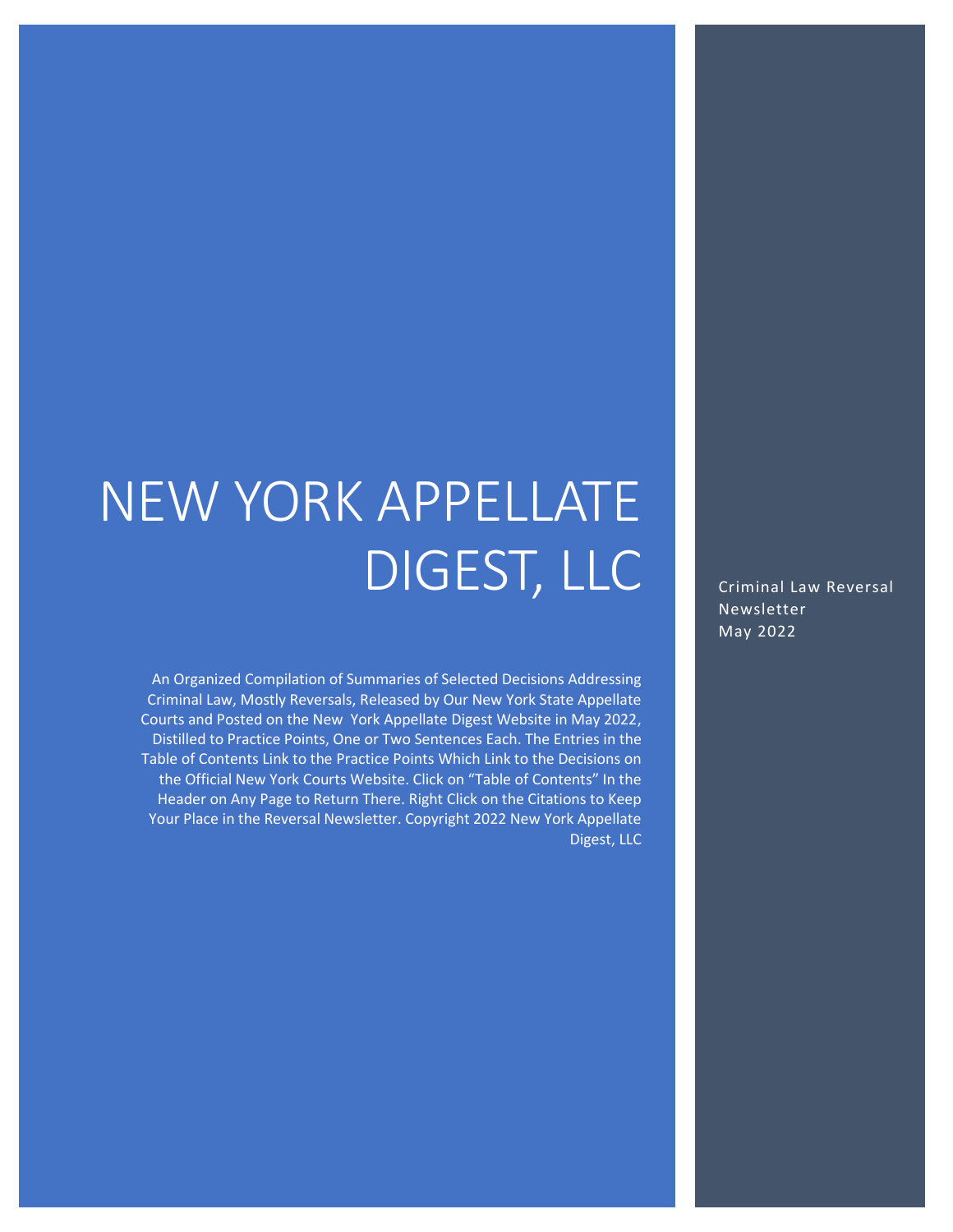# NEW YORK APPELLATE DIGEST, LLC

Criminal Law Reversal Newsletter
May 2022

An Organized Compilation of Summaries of Selected Decisions Addressing Criminal Law, Mostly Reversals, Released by Our New York State Appellate Courts and Posted on the New York Appellate Digest Website in May 2022, Distilled to Practice Points, One or Two Sentences Each. The Entries in the Table of Contents Link to the Practice Points Which Link to the Decisions on the Official New York Courts Website. Click on "Table of Contents" In the Header on Any Page to Return There. Right Click on the Citations to Keep Your Place in the Reversal Newsletter. Copyright 2022 New York Appellate Digest, LLC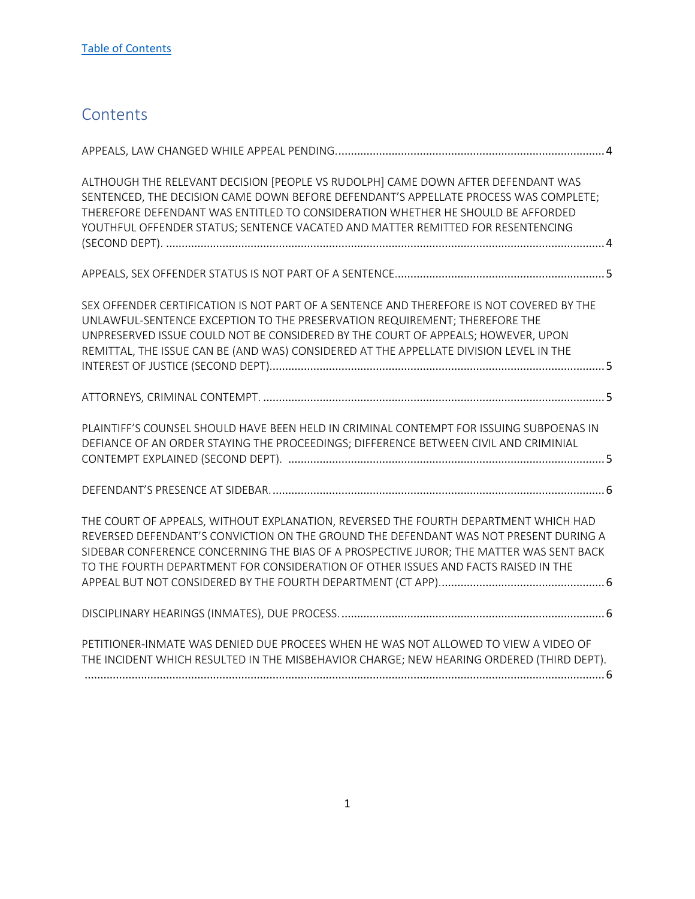[Table of Contents](#)

## Contents

APPEALS, LAW CHANGED WHILE APPEAL PENDING. .......... 4

ALTHOUGH THE RELEVANT DECISION [PEOPLE VS RUDOLPH] CAME DOWN AFTER DEFENDANT WAS SENTENCED, THE DECISION CAME DOWN BEFORE DEFENDANT'S APPELLATE PROCESS WAS COMPLETE; THEREFORE DEFENDANT WAS ENTITLED TO CONSIDERATION WHETHER HE SHOULD BE AFFORDED YOUTHFUL OFFENDER STATUS; SENTENCE VACATED AND MATTER REMITTED FOR RESENTENCING (SECOND DEPT). .......... 4

APPEALS, SEX OFFENDER STATUS IS NOT PART OF A SENTENCE. .......... 5

SEX OFFENDER CERTIFICATION IS NOT PART OF A SENTENCE AND THEREFORE IS NOT COVERED BY THE UNLAWFUL-SENTENCE EXCEPTION TO THE PRESERVATION REQUIREMENT; THEREFORE THE UNPRESERVED ISSUE COULD NOT BE CONSIDERED BY THE COURT OF APPEALS; HOWEVER, UPON REMITTAL, THE ISSUE CAN BE (AND WAS) CONSIDERED AT THE APPELLATE DIVISION LEVEL IN THE INTEREST OF JUSTICE (SECOND DEPT). .......... 5

ATTORNEYS, CRIMINAL CONTEMPT. .......... 5

PLAINTIFF'S COUNSEL SHOULD HAVE BEEN HELD IN CRIMINAL CONTEMPT FOR ISSUING SUBPOENAS IN DEFIANCE OF AN ORDER STAYING THE PROCEEDINGS; DIFFERENCE BETWEEN CIVIL AND CRIMINIAL CONTEMPT EXPLAINED (SECOND DEPT). .......... 5

DEFENDANT'S PRESENCE AT SIDEBAR. .......... 6

THE COURT OF APPEALS, WITHOUT EXPLANATION, REVERSED THE FOURTH DEPARTMENT WHICH HAD REVERSED DEFENDANT'S CONVICTION ON THE GROUND THE DEFENDANT WAS NOT PRESENT DURING A SIDEBAR CONFERENCE CONCERNING THE BIAS OF A PROSPECTIVE JUROR; THE MATTER WAS SENT BACK TO THE FOURTH DEPARTMENT FOR CONSIDERATION OF OTHER ISSUES AND FACTS RAISED IN THE APPEAL BUT NOT CONSIDERED BY THE FOURTH DEPARTMENT (CT APP). .......... 6

DISCIPLINARY HEARINGS (INMATES), DUE PROCESS. .......... 6

PETITIONER-INMATE WAS DENIED DUE PROCEES WHEN HE WAS NOT ALLOWED TO VIEW A VIDEO OF THE INCIDENT WHICH RESULTED IN THE MISBEHAVIOR CHARGE; NEW HEARING ORDERED (THIRD DEPT). .......... 6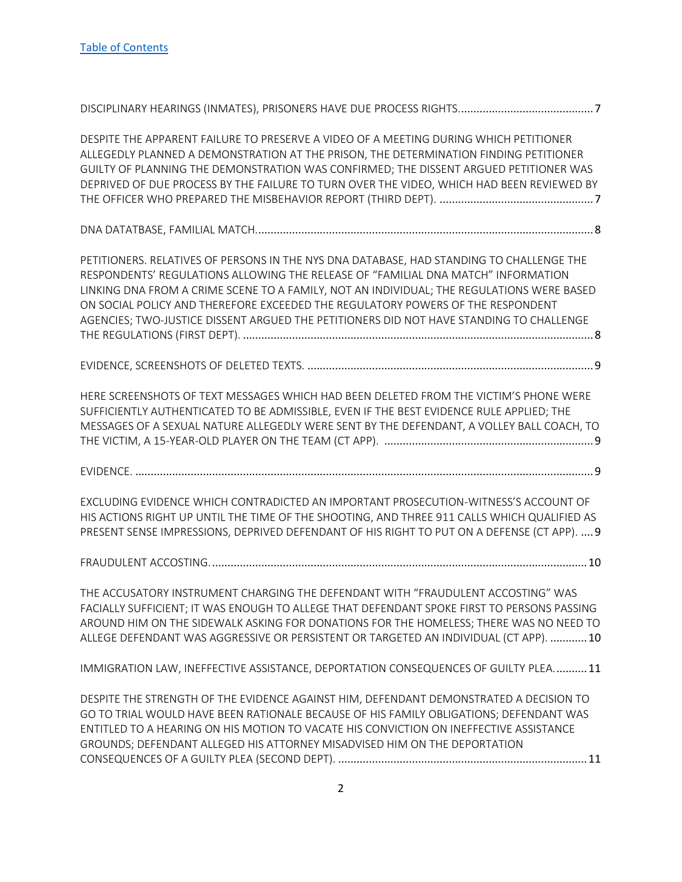[Table of Contents](#)

DISCIPLINARY HEARINGS (INMATES), PRISONERS HAVE DUE PROCESS RIGHTS............................................7

DESPITE THE APPARENT FAILURE TO PRESERVE A VIDEO OF A MEETING DURING WHICH PETITIONER ALLEGEDLY PLANNED A DEMONSTRATION AT THE PRISON, THE DETERMINATION FINDING PETITIONER GUILTY OF PLANNING THE DEMONSTRATION WAS CONFIRMED; THE DISSENT ARGUED PETITIONER WAS DEPRIVED OF DUE PROCESS BY THE FAILURE TO TURN OVER THE VIDEO, WHICH HAD BEEN REVIEWED BY THE OFFICER WHO PREPARED THE MISBEHAVIOR REPORT (THIRD DEPT). ..................................................7

DNA DATATBASE, FAMILIAL MATCH.............................................................................................................8

PETITIONERS. RELATIVES OF PERSONS IN THE NYS DNA DATABASE, HAD STANDING TO CHALLENGE THE RESPONDENTS' REGULATIONS ALLOWING THE RELEASE OF "FAMILIAL DNA MATCH" INFORMATION LINKING DNA FROM A CRIME SCENE TO A FAMILY, NOT AN INDIVIDUAL; THE REGULATIONS WERE BASED ON SOCIAL POLICY AND THEREFORE EXCEEDED THE REGULATORY POWERS OF THE RESPONDENT AGENCIES; TWO-JUSTICE DISSENT ARGUED THE PETITIONERS DID NOT HAVE STANDING TO CHALLENGE THE REGULATIONS (FIRST DEPT). ..................................................................................................................8

EVIDENCE, SCREENSHOTS OF DELETED TEXTS. ............................................................................................9

HERE SCREENSHOTS OF TEXT MESSAGES WHICH HAD BEEN DELETED FROM THE VICTIM'S PHONE WERE SUFFICIENTLY AUTHENTICATED TO BE ADMISSIBLE, EVEN IF THE BEST EVIDENCE RULE APPLIED; THE MESSAGES OF A SEXUAL NATURE ALLEGEDLY WERE SENT BY THE DEFENDANT, A VOLLEY BALL COACH, TO THE VICTIM, A 15-YEAR-OLD PLAYER ON THE TEAM (CT APP). ....................................................................9

EVIDENCE. ...................................................................................................................................................9

EXCLUDING EVIDENCE WHICH CONTRADICTED AN IMPORTANT PROSECUTION-WITNESS'S ACCOUNT OF HIS ACTIONS RIGHT UP UNTIL THE TIME OF THE SHOOTING, AND THREE 911 CALLS WHICH QUALIFIED AS PRESENT SENSE IMPRESSIONS, DEPRIVED DEFENDANT OF HIS RIGHT TO PUT ON A DEFENSE (CT APP). ....9

FRAUDULENT ACCOSTING..........................................................................................................................10

THE ACCUSATORY INSTRUMENT CHARGING THE DEFENDANT WITH "FRAUDULENT ACCOSTING" WAS FACIALLY SUFFICIENT; IT WAS ENOUGH TO ALLEGE THAT DEFENDANT SPOKE FIRST TO PERSONS PASSING AROUND HIM ON THE SIDEWALK ASKING FOR DONATIONS FOR THE HOMELESS; THERE WAS NO NEED TO ALLEGE DEFENDANT WAS AGGRESSIVE OR PERSISTENT OR TARGETED AN INDIVIDUAL (CT APP). ............10

IMMIGRATION LAW, INEFFECTIVE ASSISTANCE, DEPORTATION CONSEQUENCES OF GUILTY PLEA. ..........11

DESPITE THE STRENGTH OF THE EVIDENCE AGAINST HIM, DEFENDANT DEMONSTRATED A DECISION TO GO TO TRIAL WOULD HAVE BEEN RATIONALE BECAUSE OF HIS FAMILY OBLIGATIONS; DEFENDANT WAS ENTITLED TO A HEARING ON HIS MOTION TO VACATE HIS CONVICTION ON INEFFECTIVE ASSISTANCE GROUNDS; DEFENDANT ALLEGED HIS ATTORNEY MISADVISED HIM ON THE DEPORTATION CONSEQUENCES OF A GUILTY PLEA (SECOND DEPT). ................................................................................11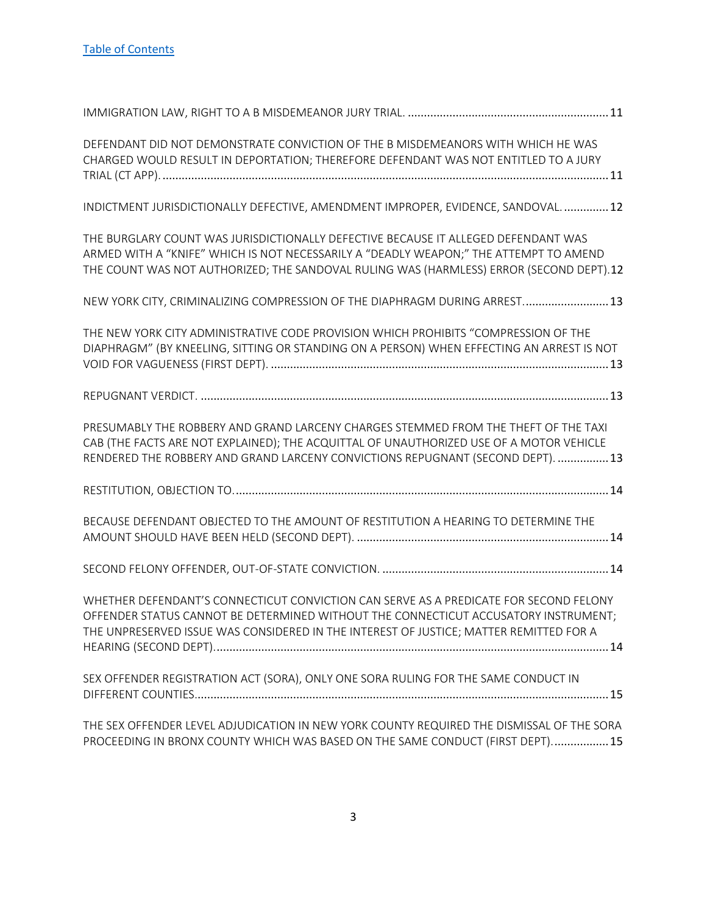[Table of Contents]

IMMIGRATION LAW, RIGHT TO A B MISDEMEANOR JURY TRIAL. ............................................................... 11

DEFENDANT DID NOT DEMONSTRATE CONVICTION OF THE B MISDEMEANORS WITH WHICH HE WAS CHARGED WOULD RESULT IN DEPORTATION; THEREFORE DEFENDANT WAS NOT ENTITLED TO A JURY TRIAL (CT APP). ............................................................................................................................................ 11

INDICTMENT JURISDICTIONALLY DEFECTIVE, AMENDMENT IMPROPER, EVIDENCE, SANDOVAL. .............. 12

THE BURGLARY COUNT WAS JURISDICTIONALLY DEFECTIVE BECAUSE IT ALLEGED DEFENDANT WAS ARMED WITH A "KNIFE" WHICH IS NOT NECESSARILY A "DEADLY WEAPON;" THE ATTEMPT TO AMEND THE COUNT WAS NOT AUTHORIZED; THE SANDOVAL RULING WAS (HARMLESS) ERROR (SECOND DEPT). 12

NEW YORK CITY, CRIMINALIZING COMPRESSION OF THE DIAPHRAGM DURING ARREST. .......................... 13

THE NEW YORK CITY ADMINISTRATIVE CODE PROVISION WHICH PROHIBITS "COMPRESSION OF THE DIAPHRAGM" (BY KNEELING, SITTING OR STANDING ON A PERSON) WHEN EFFECTING AN ARREST IS NOT VOID FOR VAGUENESS (FIRST DEPT). .......................................................................................................... 13

REPUGNANT VERDICT. ................................................................................................................................ 13

PRESUMABLY THE ROBBERY AND GRAND LARCENY CHARGES STEMMED FROM THE THEFT OF THE TAXI CAB (THE FACTS ARE NOT EXPLAINED); THE ACQUITTAL OF UNAUTHORIZED USE OF A MOTOR VEHICLE RENDERED THE ROBBERY AND GRAND LARCENY CONVICTIONS REPUGNANT (SECOND DEPT). ................ 13

RESTITUTION, OBJECTION TO. ..................................................................................................................... 14

BECAUSE DEFENDANT OBJECTED TO THE AMOUNT OF RESTITUTION A HEARING TO DETERMINE THE AMOUNT SHOULD HAVE BEEN HELD (SECOND DEPT). ............................................................................... 14

SECOND FELONY OFFENDER, OUT-OF-STATE CONVICTION. ....................................................................... 14

WHETHER DEFENDANT'S CONNECTICUT CONVICTION CAN SERVE AS A PREDICATE FOR SECOND FELONY OFFENDER STATUS CANNOT BE DETERMINED WITHOUT THE CONNECTICUT ACCUSATORY INSTRUMENT; THE UNPRESERVED ISSUE WAS CONSIDERED IN THE INTEREST OF JUSTICE; MATTER REMITTED FOR A HEARING (SECOND DEPT). ........................................................................................................................... 14

SEX OFFENDER REGISTRATION ACT (SORA), ONLY ONE SORA RULING FOR THE SAME CONDUCT IN DIFFERENT COUNTIES. ................................................................................................................................ 15

THE SEX OFFENDER LEVEL ADJUDICATION IN NEW YORK COUNTY REQUIRED THE DISMISSAL OF THE SORA PROCEEDING IN BRONX COUNTY WHICH WAS BASED ON THE SAME CONDUCT (FIRST DEPT). ................. 15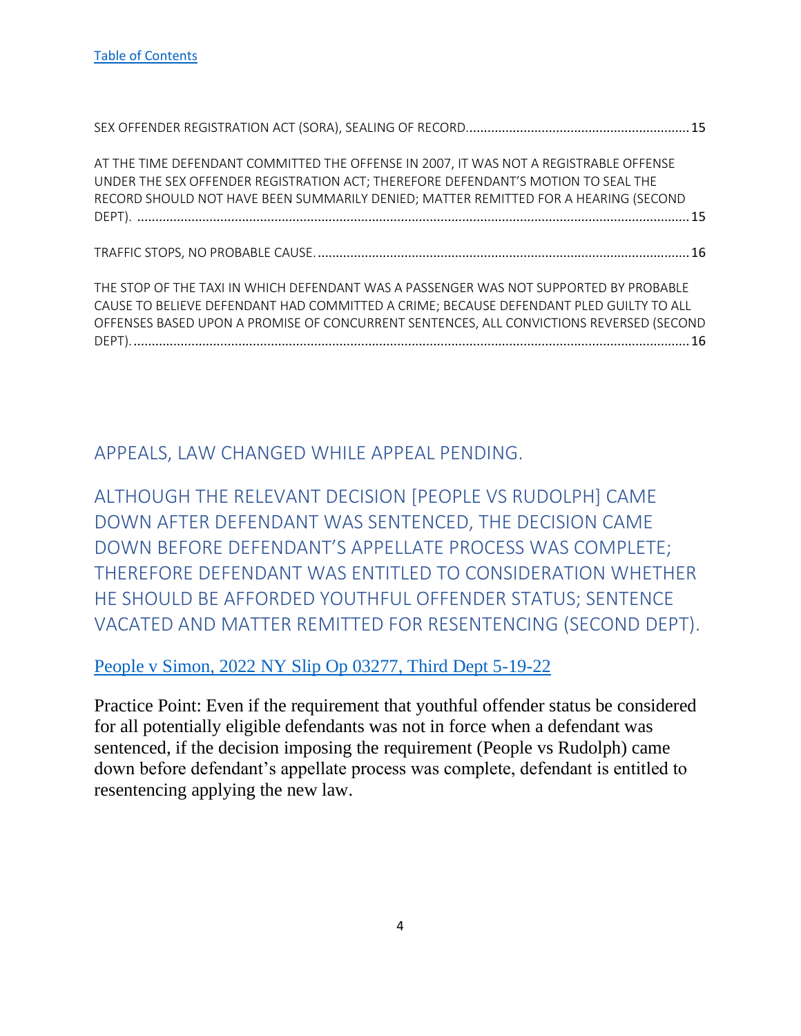Table of Contents

SEX OFFENDER REGISTRATION ACT (SORA), SEALING OF RECORD.............................................................15

AT THE TIME DEFENDANT COMMITTED THE OFFENSE IN 2007, IT WAS NOT A REGISTRABLE OFFENSE UNDER THE SEX OFFENDER REGISTRATION ACT; THEREFORE DEFENDANT'S MOTION TO SEAL THE RECORD SHOULD NOT HAVE BEEN SUMMARILY DENIED; MATTER REMITTED FOR A HEARING (SECOND DEPT). ......................................................................................................................................15

TRAFFIC STOPS, NO PROBABLE CAUSE......................................................................................................16

THE STOP OF THE TAXI IN WHICH DEFENDANT WAS A PASSENGER WAS NOT SUPPORTED BY PROBABLE CAUSE TO BELIEVE DEFENDANT HAD COMMITTED A CRIME; BECAUSE DEFENDANT PLED GUILTY TO ALL OFFENSES BASED UPON A PROMISE OF CONCURRENT SENTENCES, ALL CONVICTIONS REVERSED (SECOND DEPT)........................................................................................................................................16

## APPEALS, LAW CHANGED WHILE APPEAL PENDING.

## ALTHOUGH THE RELEVANT DECISION [PEOPLE VS RUDOLPH] CAME DOWN AFTER DEFENDANT WAS SENTENCED, THE DECISION CAME DOWN BEFORE DEFENDANT'S APPELLATE PROCESS WAS COMPLETE; THEREFORE DEFENDANT WAS ENTITLED TO CONSIDERATION WHETHER HE SHOULD BE AFFORDED YOUTHFUL OFFENDER STATUS; SENTENCE VACATED AND MATTER REMITTED FOR RESENTENCING (SECOND DEPT).

People v Simon, 2022 NY Slip Op 03277, Third Dept 5-19-22

Practice Point: Even if the requirement that youthful offender status be considered for all potentially eligible defendants was not in force when a defendant was sentenced, if the decision imposing the requirement (People vs Rudolph) came down before defendant's appellate process was complete, defendant is entitled to resentencing applying the new law.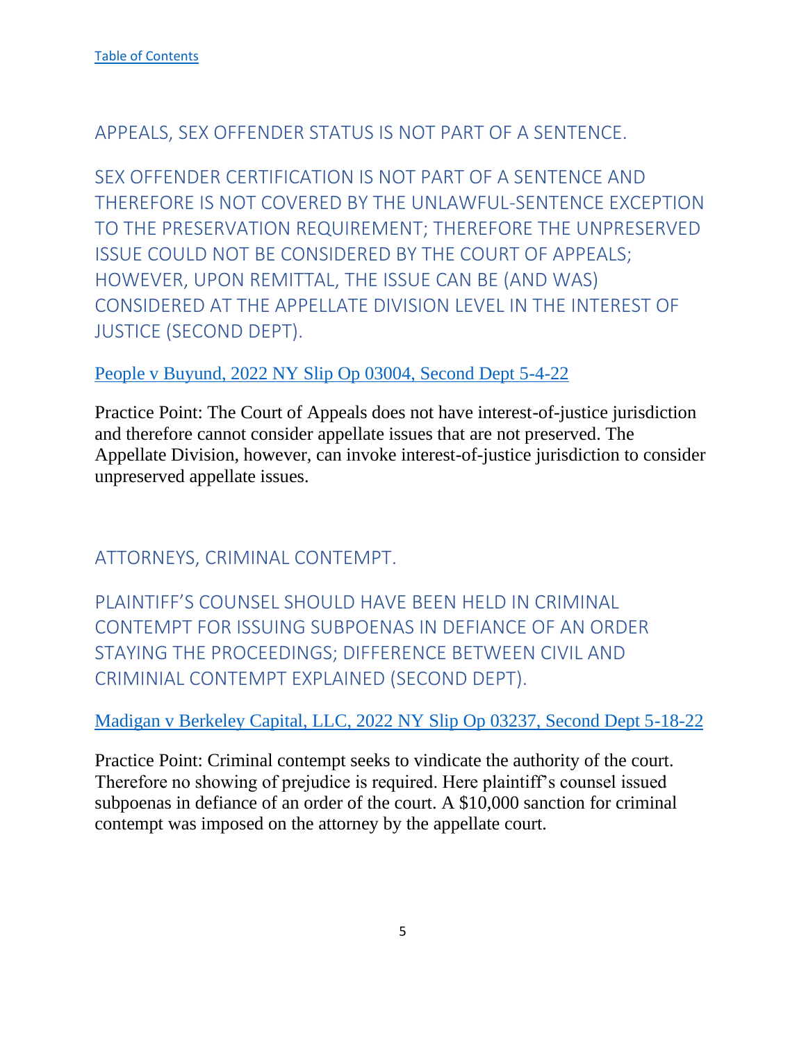[Table of Contents]

## APPEALS, SEX OFFENDER STATUS IS NOT PART OF A SENTENCE.

### SEX OFFENDER CERTIFICATION IS NOT PART OF A SENTENCE AND THEREFORE IS NOT COVERED BY THE UNLAWFUL-SENTENCE EXCEPTION TO THE PRESERVATION REQUIREMENT; THEREFORE THE UNPRESERVED ISSUE COULD NOT BE CONSIDERED BY THE COURT OF APPEALS; HOWEVER, UPON REMITTAL, THE ISSUE CAN BE (AND WAS) CONSIDERED AT THE APPELLATE DIVISION LEVEL IN THE INTEREST OF JUSTICE (SECOND DEPT).

[People v Buyund, 2022 NY Slip Op 03004, Second Dept 5-4-22]

Practice Point: The Court of Appeals does not have interest-of-justice jurisdiction and therefore cannot consider appellate issues that are not preserved. The Appellate Division, however, can invoke interest-of-justice jurisdiction to consider unpreserved appellate issues.

## ATTORNEYS, CRIMINAL CONTEMPT.

### PLAINTIFF'S COUNSEL SHOULD HAVE BEEN HELD IN CRIMINAL CONTEMPT FOR ISSUING SUBPOENAS IN DEFIANCE OF AN ORDER STAYING THE PROCEEDINGS; DIFFERENCE BETWEEN CIVIL AND CRIMINIAL CONTEMPT EXPLAINED (SECOND DEPT).

[Madigan v Berkeley Capital, LLC, 2022 NY Slip Op 03237, Second Dept 5-18-22]

Practice Point: Criminal contempt seeks to vindicate the authority of the court. Therefore no showing of prejudice is required. Here plaintiff's counsel issued subpoenas in defiance of an order of the court. A $10,000 sanction for criminal contempt was imposed on the attorney by the appellate court.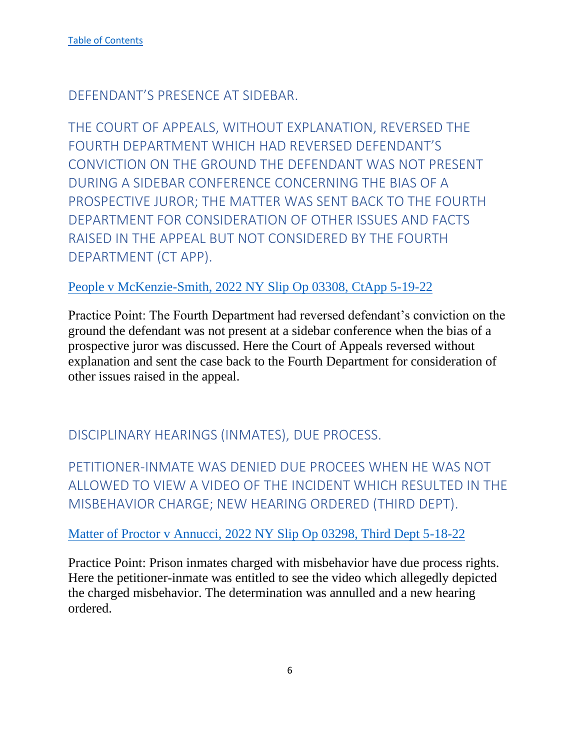[Table of Contents]

## DEFENDANT'S PRESENCE AT SIDEBAR.

### THE COURT OF APPEALS, WITHOUT EXPLANATION, REVERSED THE FOURTH DEPARTMENT WHICH HAD REVERSED DEFENDANT'S CONVICTION ON THE GROUND THE DEFENDANT WAS NOT PRESENT DURING A SIDEBAR CONFERENCE CONCERNING THE BIAS OF A PROSPECTIVE JUROR; THE MATTER WAS SENT BACK TO THE FOURTH DEPARTMENT FOR CONSIDERATION OF OTHER ISSUES AND FACTS RAISED IN THE APPEAL BUT NOT CONSIDERED BY THE FOURTH DEPARTMENT (CT APP).

[People v McKenzie-Smith, 2022 NY Slip Op 03308, CtApp 5-19-22]

Practice Point: The Fourth Department had reversed defendant's conviction on the ground the defendant was not present at a sidebar conference when the bias of a prospective juror was discussed. Here the Court of Appeals reversed without explanation and sent the case back to the Fourth Department for consideration of other issues raised in the appeal.

## DISCIPLINARY HEARINGS (INMATES), DUE PROCESS.

### PETITIONER-INMATE WAS DENIED DUE PROCEES WHEN HE WAS NOT ALLOWED TO VIEW A VIDEO OF THE INCIDENT WHICH RESULTED IN THE MISBEHAVIOR CHARGE; NEW HEARING ORDERED (THIRD DEPT).

[Matter of Proctor v Annucci, 2022 NY Slip Op 03298, Third Dept 5-18-22]

Practice Point: Prison inmates charged with misbehavior have due process rights. Here the petitioner-inmate was entitled to see the video which allegedly depicted the charged misbehavior. The determination was annulled and a new hearing ordered.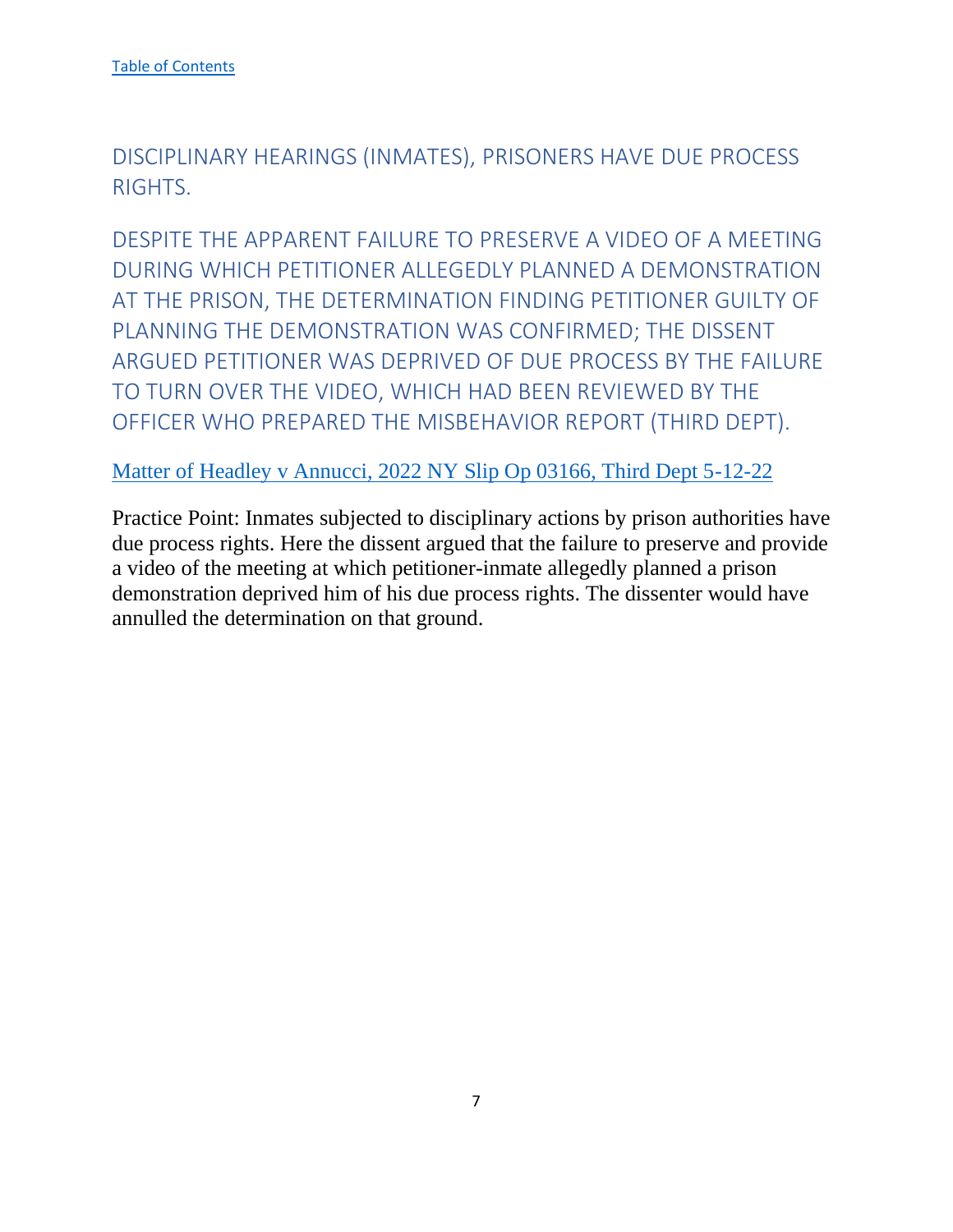[Table of Contents]

## DISCIPLINARY HEARINGS (INMATES), PRISONERS HAVE DUE PROCESS RIGHTS.

## DESPITE THE APPARENT FAILURE TO PRESERVE A VIDEO OF A MEETING DURING WHICH PETITIONER ALLEGEDLY PLANNED A DEMONSTRATION AT THE PRISON, THE DETERMINATION FINDING PETITIONER GUILTY OF PLANNING THE DEMONSTRATION WAS CONFIRMED; THE DISSENT ARGUED PETITIONER WAS DEPRIVED OF DUE PROCESS BY THE FAILURE TO TURN OVER THE VIDEO, WHICH HAD BEEN REVIEWED BY THE OFFICER WHO PREPARED THE MISBEHAVIOR REPORT (THIRD DEPT).

Matter of Headley v Annucci, 2022 NY Slip Op 03166, Third Dept 5-12-22

Practice Point: Inmates subjected to disciplinary actions by prison authorities have due process rights. Here the dissent argued that the failure to preserve and provide a video of the meeting at which petitioner-inmate allegedly planned a prison demonstration deprived him of his due process rights. The dissenter would have annulled the determination on that ground.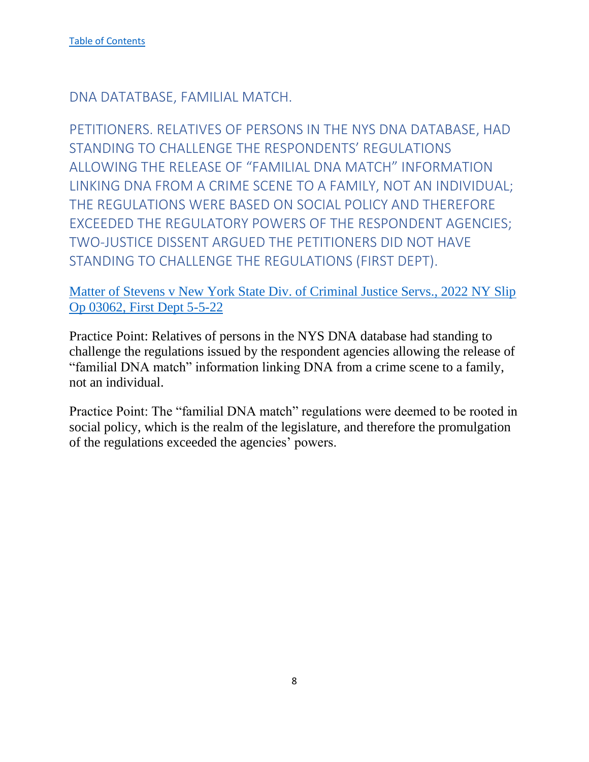[Table of Contents]

## DNA DATATBASE, FAMILIAL MATCH.

## PETITIONERS. RELATIVES OF PERSONS IN THE NYS DNA DATABASE, HAD STANDING TO CHALLENGE THE RESPONDENTS' REGULATIONS ALLOWING THE RELEASE OF "FAMILIAL DNA MATCH" INFORMATION LINKING DNA FROM A CRIME SCENE TO A FAMILY, NOT AN INDIVIDUAL; THE REGULATIONS WERE BASED ON SOCIAL POLICY AND THEREFORE EXCEEDED THE REGULATORY POWERS OF THE RESPONDENT AGENCIES; TWO-JUSTICE DISSENT ARGUED THE PETITIONERS DID NOT HAVE STANDING TO CHALLENGE THE REGULATIONS (FIRST DEPT).

[Matter of Stevens v New York State Div. of Criminal Justice Servs., 2022 NY Slip Op 03062, First Dept 5-5-22]

Practice Point: Relatives of persons in the NYS DNA database had standing to challenge the regulations issued by the respondent agencies allowing the release of "familial DNA match" information linking DNA from a crime scene to a family, not an individual.

Practice Point: The "familial DNA match" regulations were deemed to be rooted in social policy, which is the realm of the legislature, and therefore the promulgation of the regulations exceeded the agencies' powers.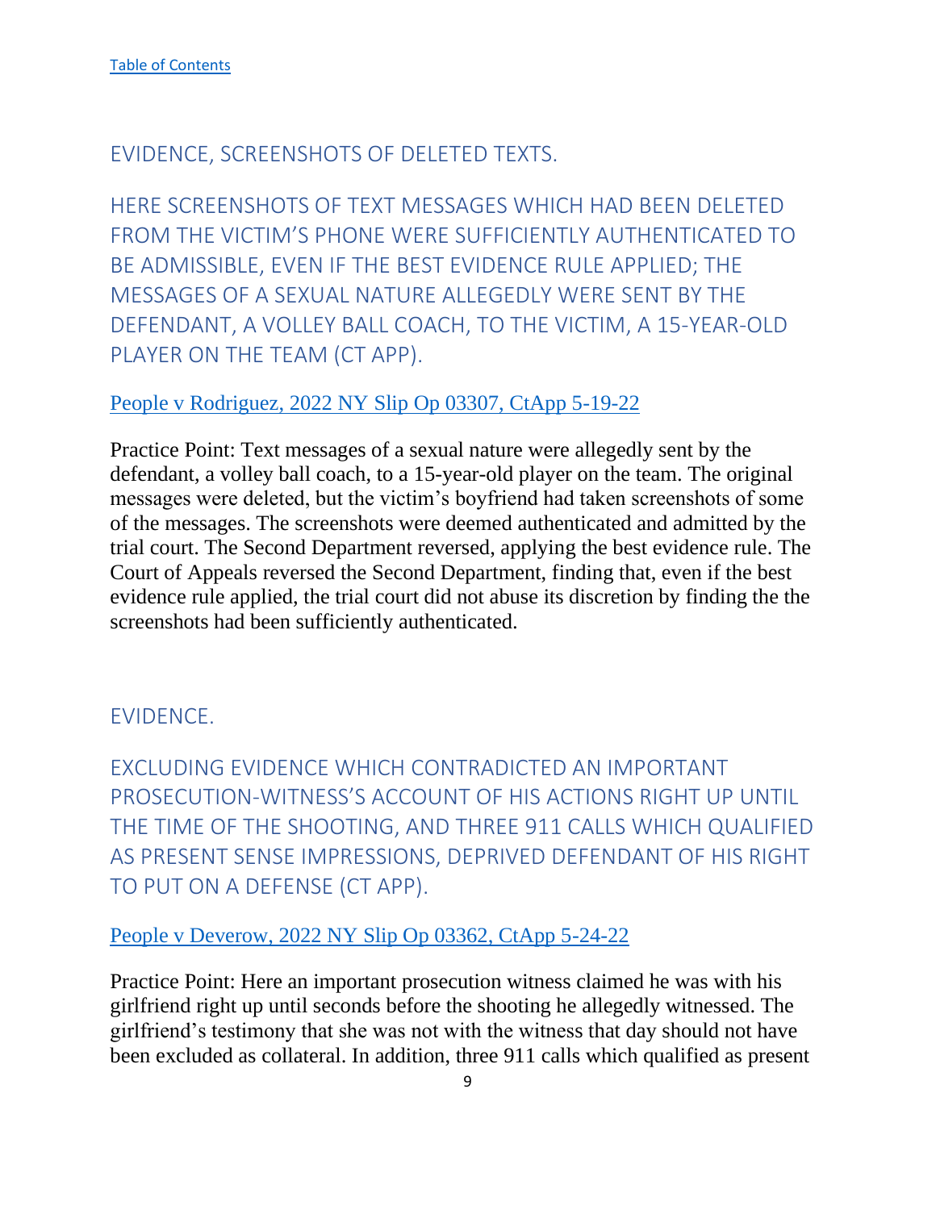[Table of Contents](#)

## EVIDENCE, SCREENSHOTS OF DELETED TEXTS.

### HERE SCREENSHOTS OF TEXT MESSAGES WHICH HAD BEEN DELETED FROM THE VICTIM'S PHONE WERE SUFFICIENTLY AUTHENTICATED TO BE ADMISSIBLE, EVEN IF THE BEST EVIDENCE RULE APPLIED; THE MESSAGES OF A SEXUAL NATURE ALLEGEDLY WERE SENT BY THE DEFENDANT, A VOLLEY BALL COACH, TO THE VICTIM, A 15-YEAR-OLD PLAYER ON THE TEAM (CT APP).

[People v Rodriguez, 2022 NY Slip Op 03307, CtApp 5-19-22](#)

Practice Point: Text messages of a sexual nature were allegedly sent by the defendant, a volley ball coach, to a 15-year-old player on the team. The original messages were deleted, but the victim's boyfriend had taken screenshots of some of the messages. The screenshots were deemed authenticated and admitted by the trial court. The Second Department reversed, applying the best evidence rule. The Court of Appeals reversed the Second Department, finding that, even if the best evidence rule applied, the trial court did not abuse its discretion by finding the the screenshots had been sufficiently authenticated.

## EVIDENCE.

### EXCLUDING EVIDENCE WHICH CONTRADICTED AN IMPORTANT PROSECUTION-WITNESS'S ACCOUNT OF HIS ACTIONS RIGHT UP UNTIL THE TIME OF THE SHOOTING, AND THREE 911 CALLS WHICH QUALIFIED AS PRESENT SENSE IMPRESSIONS, DEPRIVED DEFENDANT OF HIS RIGHT TO PUT ON A DEFENSE (CT APP).

[People v Deverow, 2022 NY Slip Op 03362, CtApp 5-24-22](#)

Practice Point: Here an important prosecution witness claimed he was with his girlfriend right up until seconds before the shooting he allegedly witnessed. The girlfriend's testimony that she was not with the witness that day should not have been excluded as collateral. In addition, three 911 calls which qualified as present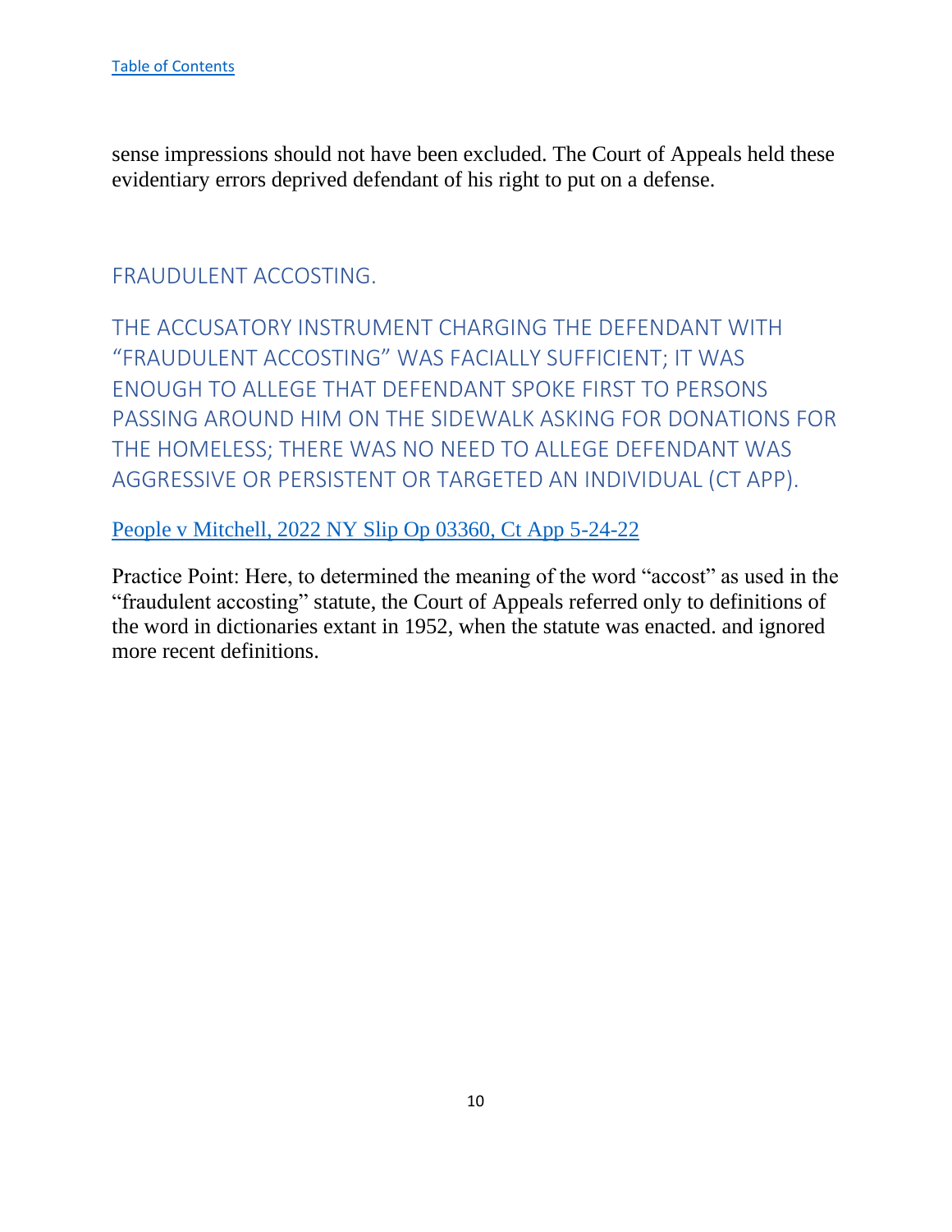sense impressions should not have been excluded. The Court of Appeals held these evidentiary errors deprived defendant of his right to put on a defense.

## FRAUDULENT ACCOSTING.

### THE ACCUSATORY INSTRUMENT CHARGING THE DEFENDANT WITH "FRAUDULENT ACCOSTING" WAS FACIALLY SUFFICIENT; IT WAS ENOUGH TO ALLEGE THAT DEFENDANT SPOKE FIRST TO PERSONS PASSING AROUND HIM ON THE SIDEWALK ASKING FOR DONATIONS FOR THE HOMELESS; THERE WAS NO NEED TO ALLEGE DEFENDANT WAS AGGRESSIVE OR PERSISTENT OR TARGETED AN INDIVIDUAL (CT APP).

People v Mitchell, 2022 NY Slip Op 03360, Ct App 5-24-22

Practice Point: Here, to determined the meaning of the word "accost" as used in the "fraudulent accosting" statute, the Court of Appeals referred only to definitions of the word in dictionaries extant in 1952, when the statute was enacted. and ignored more recent definitions.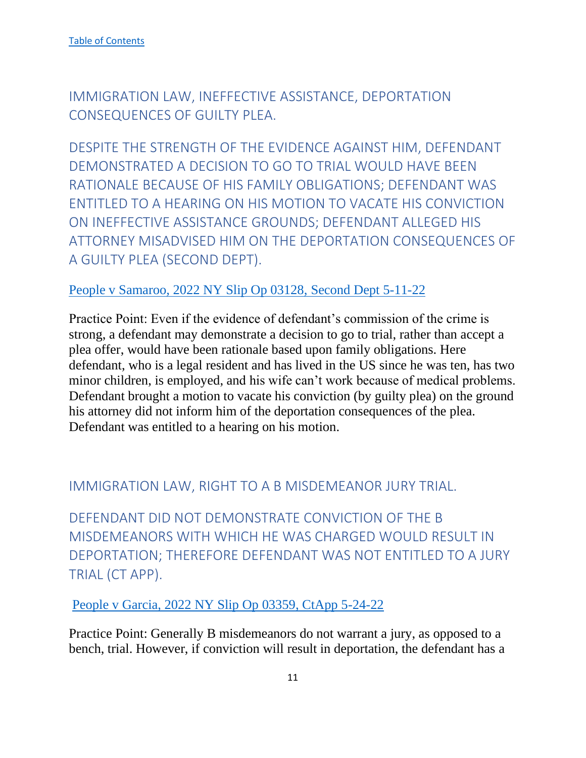[Table of Contents]

## IMMIGRATION LAW, INEFFECTIVE ASSISTANCE, DEPORTATION CONSEQUENCES OF GUILTY PLEA.

## DESPITE THE STRENGTH OF THE EVIDENCE AGAINST HIM, DEFENDANT DEMONSTRATED A DECISION TO GO TO TRIAL WOULD HAVE BEEN RATIONALE BECAUSE OF HIS FAMILY OBLIGATIONS; DEFENDANT WAS ENTITLED TO A HEARING ON HIS MOTION TO VACATE HIS CONVICTION ON INEFFECTIVE ASSISTANCE GROUNDS; DEFENDANT ALLEGED HIS ATTORNEY MISADVISED HIM ON THE DEPORTATION CONSEQUENCES OF A GUILTY PLEA (SECOND DEPT).

[People v Samaroo, 2022 NY Slip Op 03128, Second Dept 5-11-22]

Practice Point: Even if the evidence of defendant's commission of the crime is strong, a defendant may demonstrate a decision to go to trial, rather than accept a plea offer, would have been rationale based upon family obligations. Here defendant, who is a legal resident and has lived in the US since he was ten, has two minor children, is employed, and his wife can't work because of medical problems. Defendant brought a motion to vacate his conviction (by guilty plea) on the ground his attorney did not inform him of the deportation consequences of the plea. Defendant was entitled to a hearing on his motion.

## IMMIGRATION LAW, RIGHT TO A B MISDEMEANOR JURY TRIAL.

## DEFENDANT DID NOT DEMONSTRATE CONVICTION OF THE B MISDEMEANORS WITH WHICH HE WAS CHARGED WOULD RESULT IN DEPORTATION; THEREFORE DEFENDANT WAS NOT ENTITLED TO A JURY TRIAL (CT APP).

[People v Garcia, 2022 NY Slip Op 03359, CtApp 5-24-22]

Practice Point: Generally B misdemeanors do not warrant a jury, as opposed to a bench, trial. However, if conviction will result in deportation, the defendant has a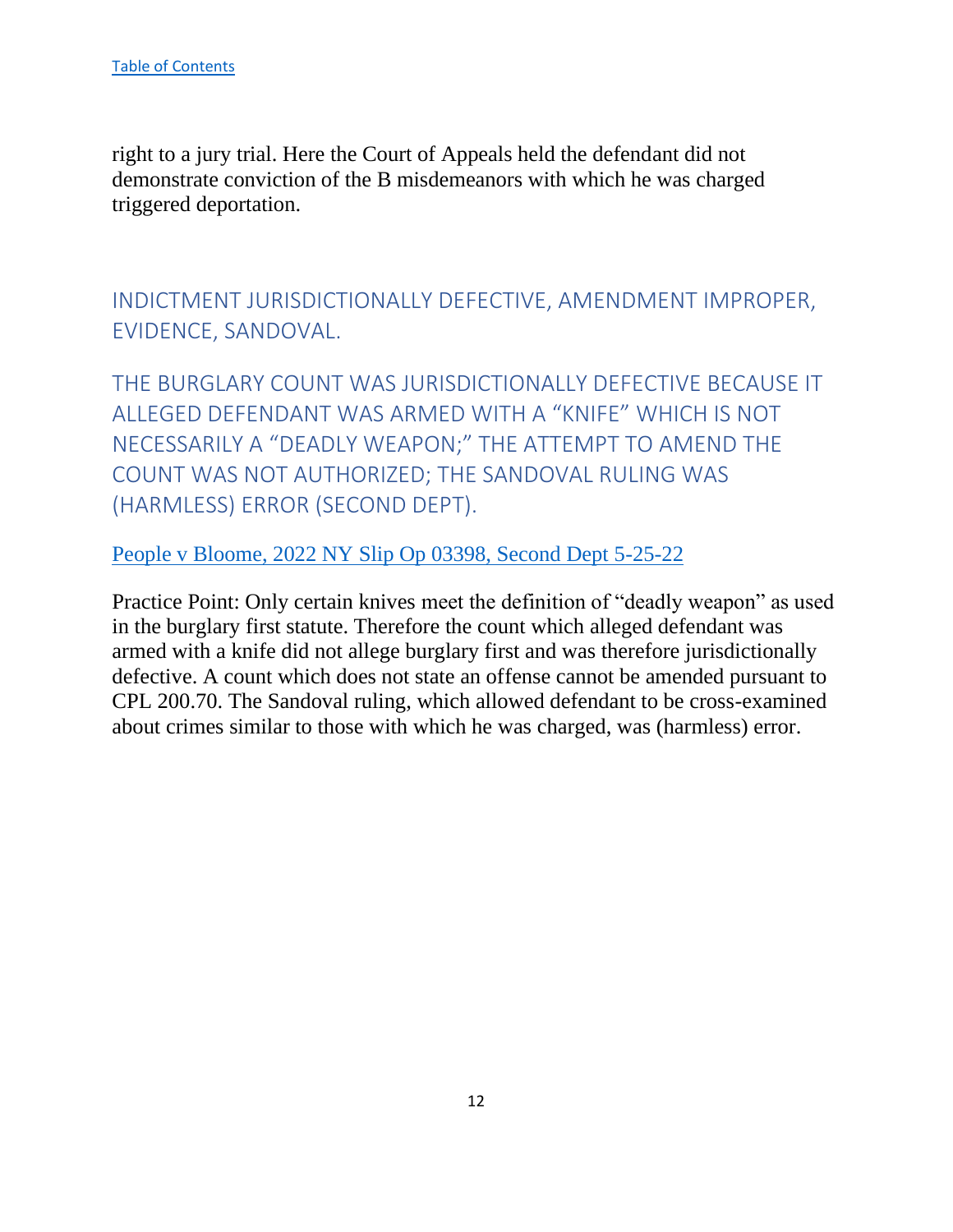[Table of Contents]

right to a jury trial. Here the Court of Appeals held the defendant did not demonstrate conviction of the B misdemeanors with which he was charged triggered deportation.

## INDICTMENT JURISDICTIONALLY DEFECTIVE, AMENDMENT IMPROPER, EVIDENCE, SANDOVAL.

### THE BURGLARY COUNT WAS JURISDICTIONALLY DEFECTIVE BECAUSE IT ALLEGED DEFENDANT WAS ARMED WITH A "KNIFE" WHICH IS NOT NECESSARILY A "DEADLY WEAPON;" THE ATTEMPT TO AMEND THE COUNT WAS NOT AUTHORIZED; THE SANDOVAL RULING WAS (HARMLESS) ERROR (SECOND DEPT).

[People v Bloome, 2022 NY Slip Op 03398, Second Dept 5-25-22]

Practice Point: Only certain knives meet the definition of "deadly weapon" as used in the burglary first statute. Therefore the count which alleged defendant was armed with a knife did not allege burglary first and was therefore jurisdictionally defective. A count which does not state an offense cannot be amended pursuant to CPL 200.70. The Sandoval ruling, which allowed defendant to be cross-examined about crimes similar to those with which he was charged, was (harmless) error.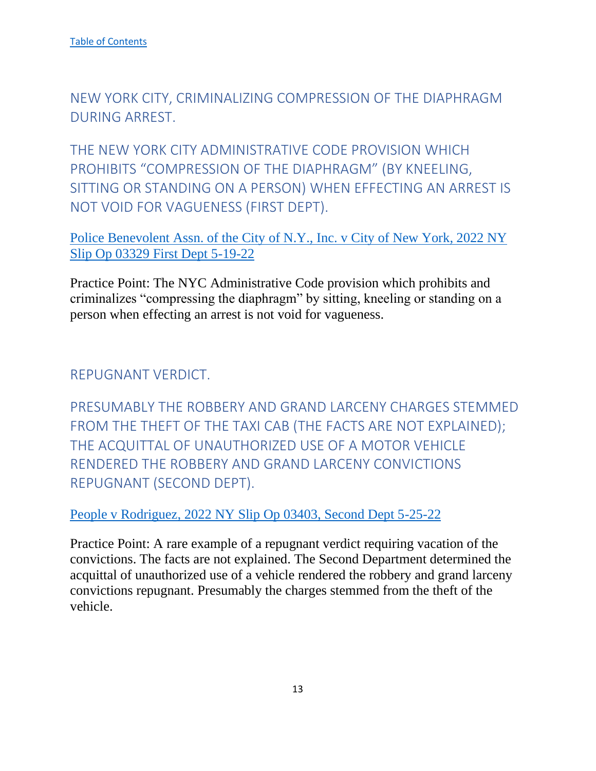[Table of Contents](#)

## NEW YORK CITY, CRIMINALIZING COMPRESSION OF THE DIAPHRAGM DURING ARREST.

### THE NEW YORK CITY ADMINISTRATIVE CODE PROVISION WHICH PROHIBITS "COMPRESSION OF THE DIAPHRAGM" (BY KNEELING, SITTING OR STANDING ON A PERSON) WHEN EFFECTING AN ARREST IS NOT VOID FOR VAGUENESS (FIRST DEPT).

[Police Benevolent Assn. of the City of N.Y., Inc. v City of New York, 2022 NY Slip Op 03329 First Dept 5-19-22](#)

Practice Point: The NYC Administrative Code provision which prohibits and criminalizes "compressing the diaphragm" by sitting, kneeling or standing on a person when effecting an arrest is not void for vagueness.

## REPUGNANT VERDICT.

### PRESUMABLY THE ROBBERY AND GRAND LARCENY CHARGES STEMMED FROM THE THEFT OF THE TAXI CAB (THE FACTS ARE NOT EXPLAINED); THE ACQUITTAL OF UNAUTHORIZED USE OF A MOTOR VEHICLE RENDERED THE ROBBERY AND GRAND LARCENY CONVICTIONS REPUGNANT (SECOND DEPT).

[People v Rodriguez, 2022 NY Slip Op 03403, Second Dept 5-25-22](#)

Practice Point: A rare example of a repugnant verdict requiring vacation of the convictions. The facts are not explained. The Second Department determined the acquittal of unauthorized use of a vehicle rendered the robbery and grand larceny convictions repugnant. Presumably the charges stemmed from the theft of the vehicle.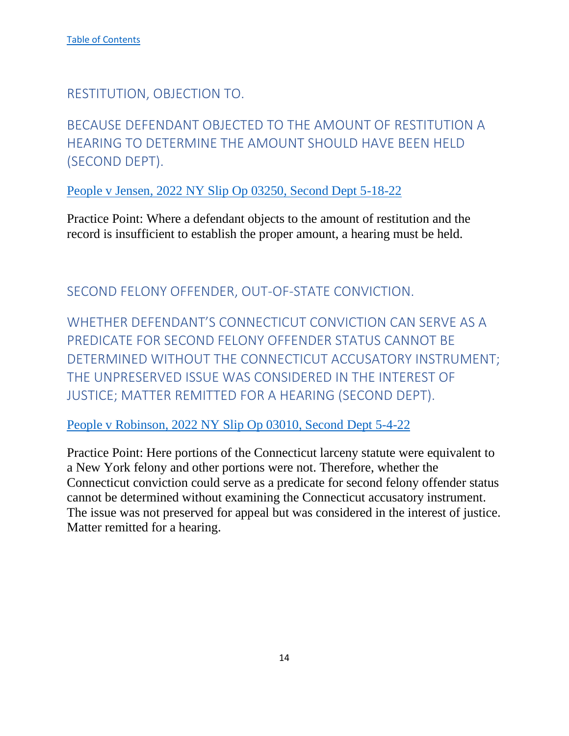[Table of Contents](#)

## RESTITUTION, OBJECTION TO.

### BECAUSE DEFENDANT OBJECTED TO THE AMOUNT OF RESTITUTION A HEARING TO DETERMINE THE AMOUNT SHOULD HAVE BEEN HELD (SECOND DEPT).

[People v Jensen, 2022 NY Slip Op 03250, Second Dept 5-18-22](#)

Practice Point: Where a defendant objects to the amount of restitution and the record is insufficient to establish the proper amount, a hearing must be held.

## SECOND FELONY OFFENDER, OUT-OF-STATE CONVICTION.

### WHETHER DEFENDANT'S CONNECTICUT CONVICTION CAN SERVE AS A PREDICATE FOR SECOND FELONY OFFENDER STATUS CANNOT BE DETERMINED WITHOUT THE CONNECTICUT ACCUSATORY INSTRUMENT; THE UNPRESERVED ISSUE WAS CONSIDERED IN THE INTEREST OF JUSTICE; MATTER REMITTED FOR A HEARING (SECOND DEPT).

[People v Robinson, 2022 NY Slip Op 03010, Second Dept 5-4-22](#)

Practice Point: Here portions of the Connecticut larceny statute were equivalent to a New York felony and other portions were not. Therefore, whether the Connecticut conviction could serve as a predicate for second felony offender status cannot be determined without examining the Connecticut accusatory instrument. The issue was not preserved for appeal but was considered in the interest of justice. Matter remitted for a hearing.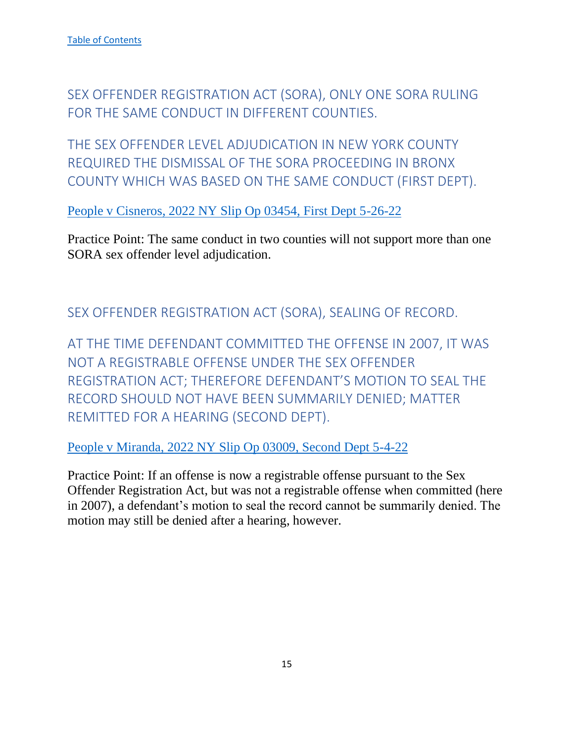[Table of Contents]

## SEX OFFENDER REGISTRATION ACT (SORA), ONLY ONE SORA RULING FOR THE SAME CONDUCT IN DIFFERENT COUNTIES.

### THE SEX OFFENDER LEVEL ADJUDICATION IN NEW YORK COUNTY REQUIRED THE DISMISSAL OF THE SORA PROCEEDING IN BRONX COUNTY WHICH WAS BASED ON THE SAME CONDUCT (FIRST DEPT).

[People v Cisneros, 2022 NY Slip Op 03454, First Dept 5-26-22]

Practice Point: The same conduct in two counties will not support more than one SORA sex offender level adjudication.

## SEX OFFENDER REGISTRATION ACT (SORA), SEALING OF RECORD.

### AT THE TIME DEFENDANT COMMITTED THE OFFENSE IN 2007, IT WAS NOT A REGISTRABLE OFFENSE UNDER THE SEX OFFENDER REGISTRATION ACT; THEREFORE DEFENDANT'S MOTION TO SEAL THE RECORD SHOULD NOT HAVE BEEN SUMMARILY DENIED; MATTER REMITTED FOR A HEARING (SECOND DEPT).

[People v Miranda, 2022 NY Slip Op 03009, Second Dept 5-4-22]

Practice Point: If an offense is now a registrable offense pursuant to the Sex Offender Registration Act, but was not a registrable offense when committed (here in 2007), a defendant's motion to seal the record cannot be summarily denied. The motion may still be denied after a hearing, however.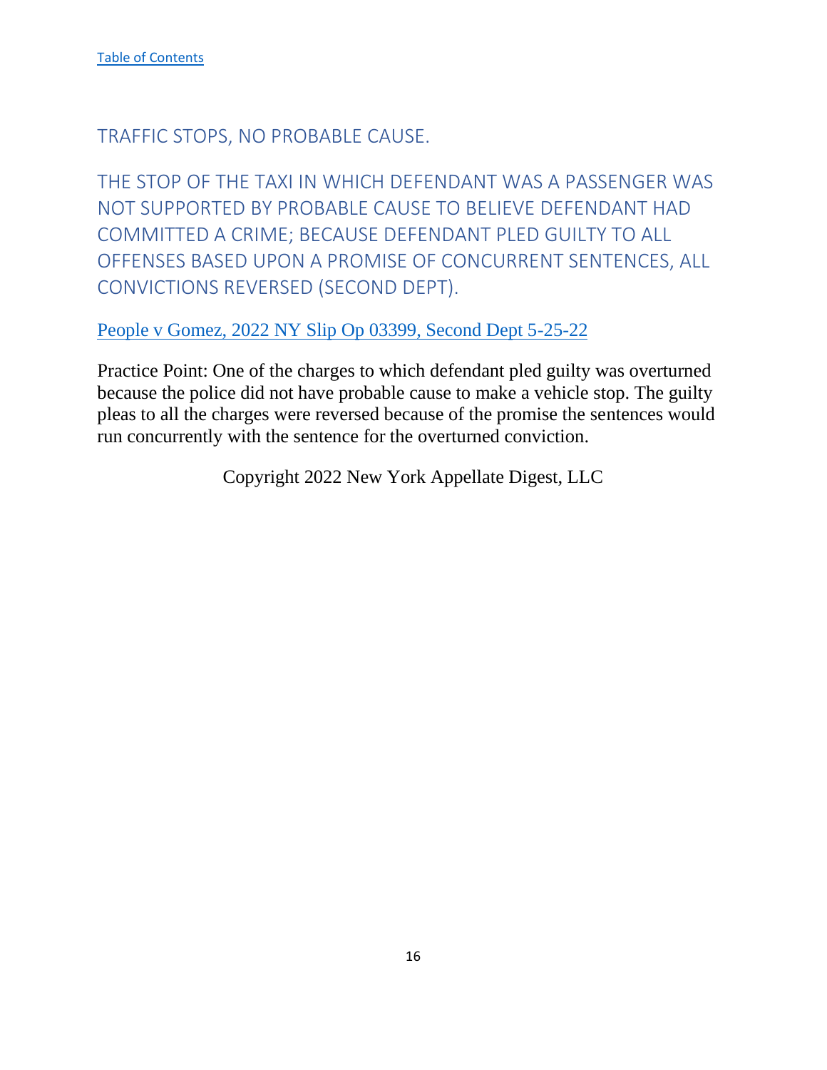[Table of Contents]

## TRAFFIC STOPS, NO PROBABLE CAUSE.

## THE STOP OF THE TAXI IN WHICH DEFENDANT WAS A PASSENGER WAS NOT SUPPORTED BY PROBABLE CAUSE TO BELIEVE DEFENDANT HAD COMMITTED A CRIME; BECAUSE DEFENDANT PLED GUILTY TO ALL OFFENSES BASED UPON A PROMISE OF CONCURRENT SENTENCES, ALL CONVICTIONS REVERSED (SECOND DEPT).

[People v Gomez, 2022 NY Slip Op 03399, Second Dept 5-25-22]

Practice Point: One of the charges to which defendant pled guilty was overturned because the police did not have probable cause to make a vehicle stop. The guilty pleas to all the charges were reversed because of the promise the sentences would run concurrently with the sentence for the overturned conviction.

Copyright 2022 New York Appellate Digest, LLC